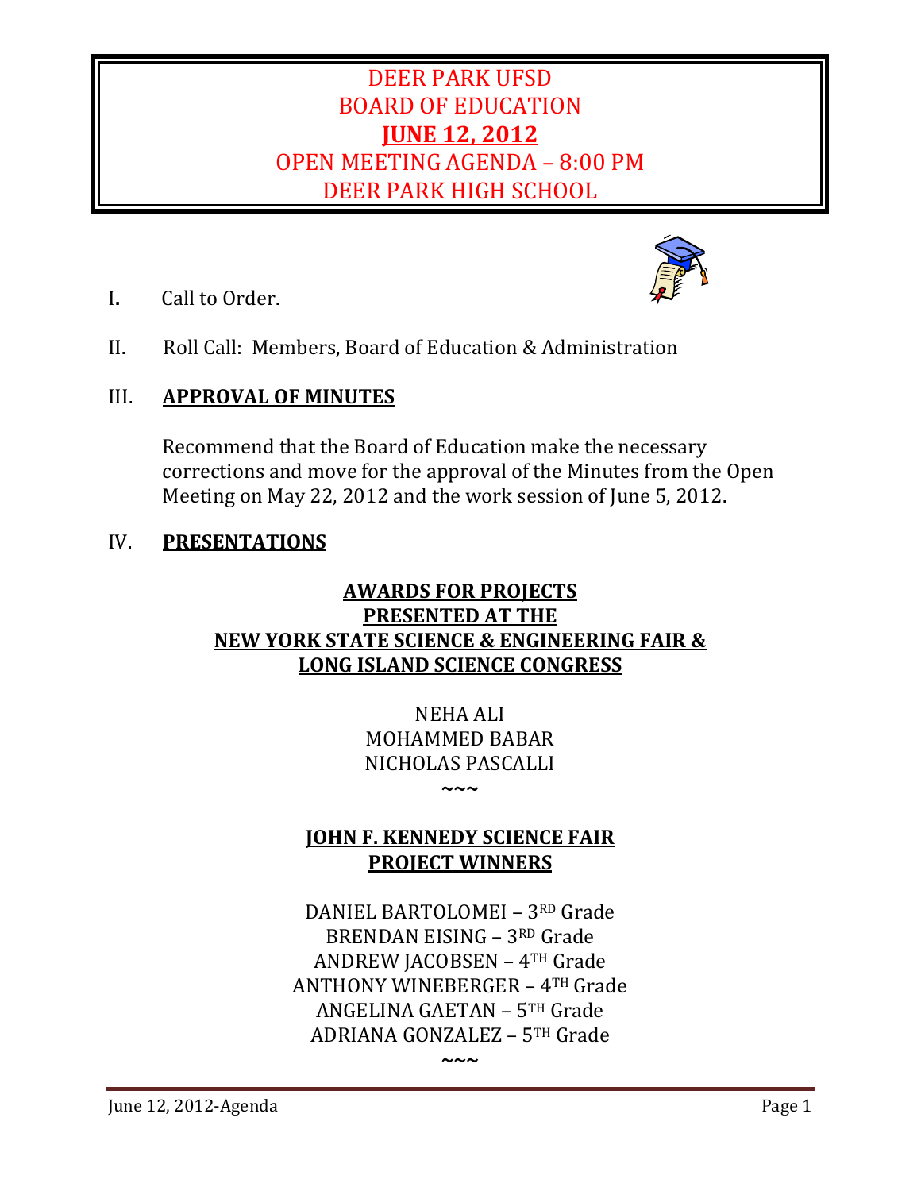# DEER PARK UFSD
# BOARD OF EDUCATION
# JUNE 12, 2012
# OPEN MEETING AGENDA – 8:00 PM
# DEER PARK HIGH SCHOOL

I. Call to Order.

II. Roll Call: Members, Board of Education & Administration

## III. APPROVAL OF MINUTES

Recommend that the Board of Education make the necessary corrections and move for the approval of the Minutes from the Open Meeting on May 22, 2012 and the work session of June 5, 2012.

## IV. PRESENTATIONS

### AWARDS FOR PROJECTS PRESENTED AT THE NEW YORK STATE SCIENCE & ENGINEERING FAIR & LONG ISLAND SCIENCE CONGRESS

NEHA ALI
MOHAMMED BABAR
NICHOLAS PASCALLI

~~~

### JOHN F. KENNEDY SCIENCE FAIR PROJECT WINNERS

DANIEL BARTOLOMEI – 3RD Grade
BRENDAN EISING – 3RD Grade
ANDREW JACOBSEN – 4TH Grade
ANTHONY WINEBERGER – 4TH Grade
ANGELINA GAETAN – 5TH Grade
ADRIANA GONZALEZ – 5TH Grade

~~~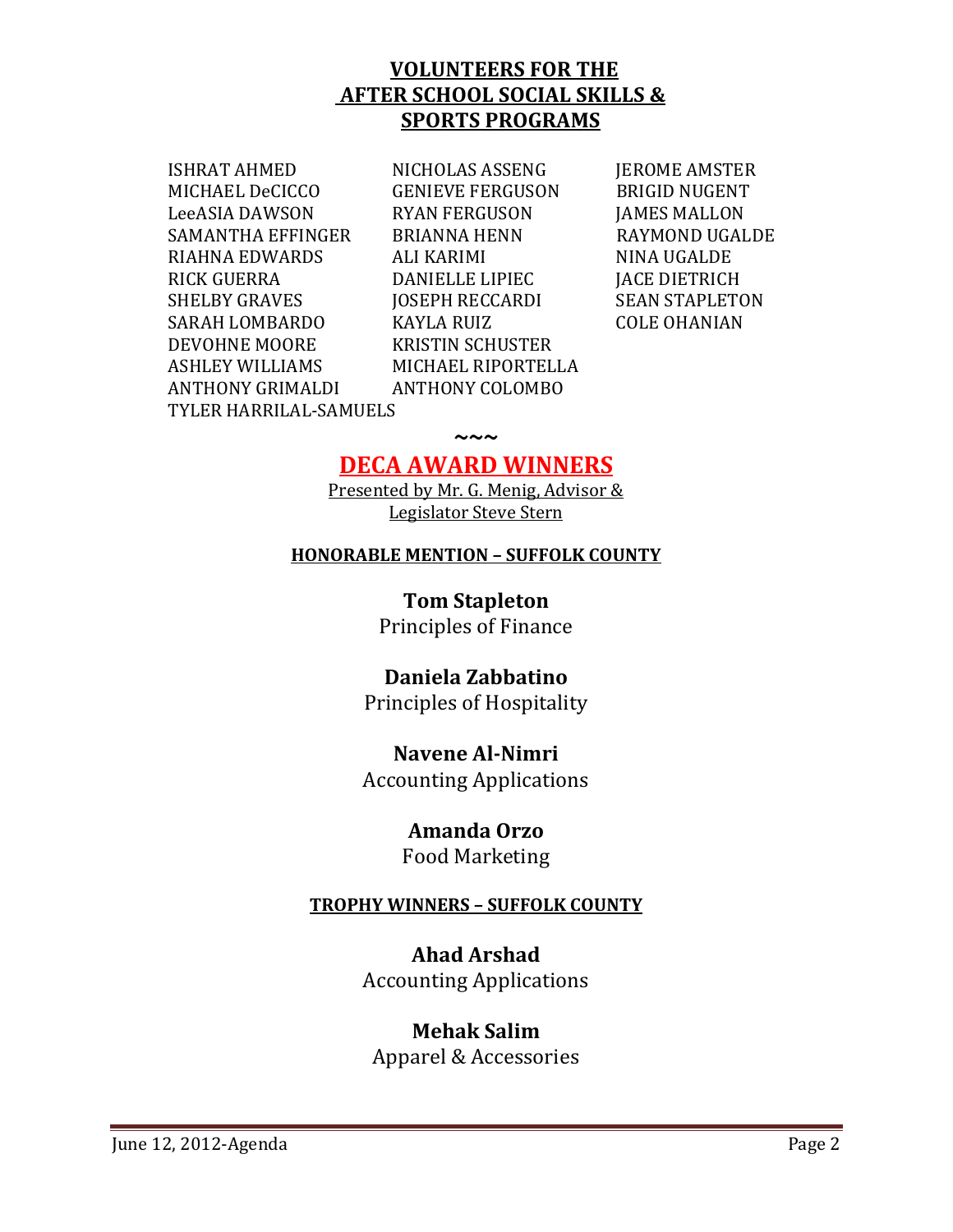## VOLUNTEERS FOR THE AFTER SCHOOL SOCIAL SKILLS & SPORTS PROGRAMS

ISHRAT AHMED
MICHAEL DeCICCO
LeeASIA DAWSON
SAMANTHA EFFINGER
RIAHNA EDWARDS
RICK GUERRA
SHELBY GRAVES
SARAH LOMBARDO
DEVOHNE MOORE
ASHLEY WILLIAMS
ANTHONY GRIMALDI
TYLER HARRILAL-SAMUELS
NICHOLAS ASSENG
GENIEVE FERGUSON
RYAN FERGUSON
BRIANNA HENN
ALI KARIMI
DANIELLE LIPIEC
JOSEPH RECCARDI
KAYLA RUIZ
KRISTIN SCHUSTER
MICHAEL RIPORTELLA
ANTHONY COLOMBO
JEROME AMSTER
BRIGID NUGENT
JAMES MALLON
RAYMOND UGALDE
NINA UGALDE
JACE DIETRICH
SEAN STAPLETON
COLE OHANIAN

~~~

## DECA AWARD WINNERS

Presented by Mr. G. Menig, Advisor & Legislator Steve Stern

### HONORABLE MENTION – SUFFOLK COUNTY

**Tom Stapleton**
Principles of Finance

**Daniela Zabbatino**
Principles of Hospitality

**Navene Al-Nimri**
Accounting Applications

**Amanda Orzo**
Food Marketing

### TROPHY WINNERS – SUFFOLK COUNTY

**Ahad Arshad**
Accounting Applications

**Mehak Salim**
Apparel & Accessories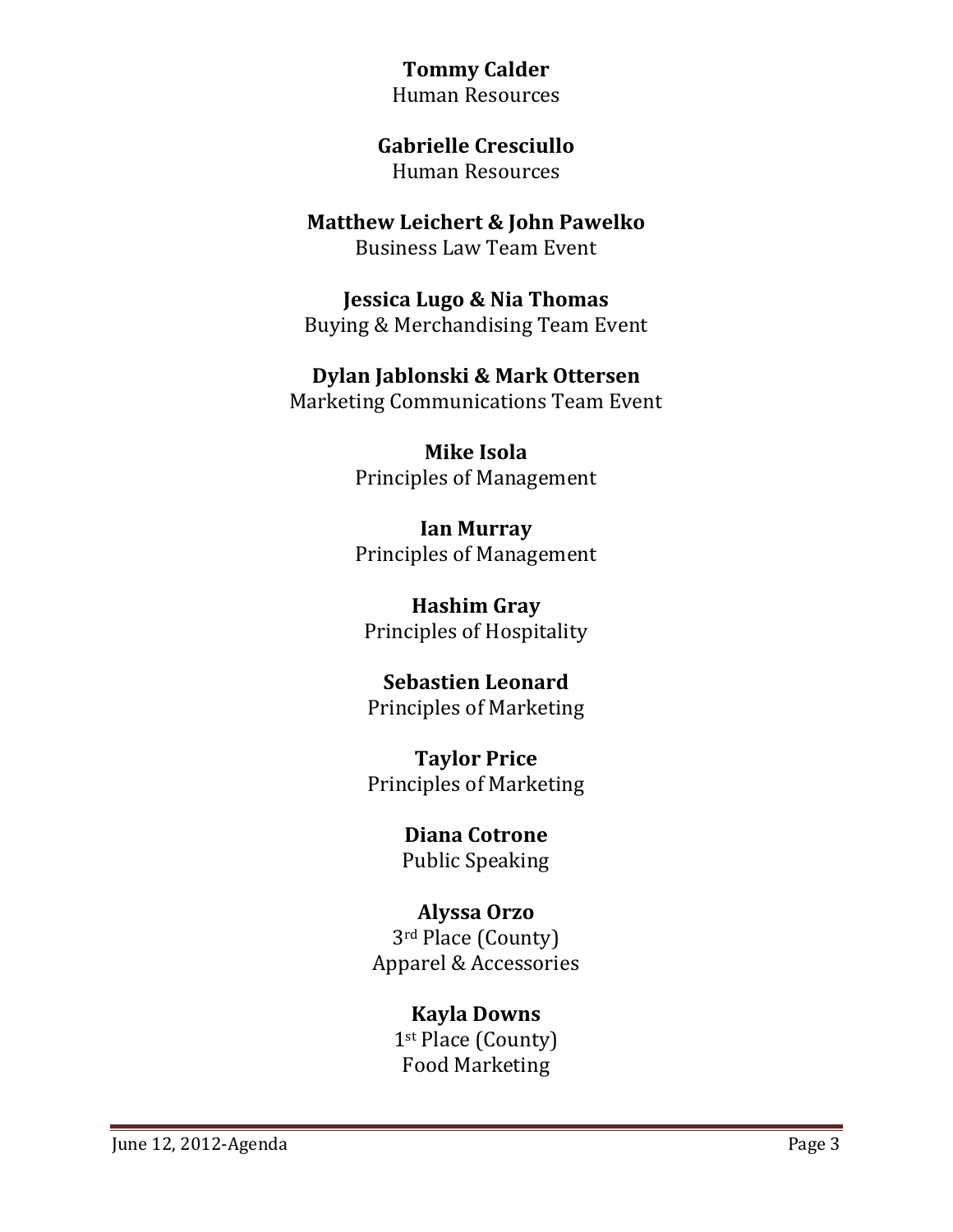**Tommy Calder**
Human Resources

**Gabrielle Cresciullo**
Human Resources

**Matthew Leichert & John Pawelko**
Business Law Team Event

**Jessica Lugo & Nia Thomas**
Buying & Merchandising Team Event

**Dylan Jablonski & Mark Ottersen**
Marketing Communications Team Event

**Mike Isola**
Principles of Management

**Ian Murray**
Principles of Management

**Hashim Gray**
Principles of Hospitality

**Sebastien Leonard**
Principles of Marketing

**Taylor Price**
Principles of Marketing

**Diana Cotrone**
Public Speaking

**Alyssa Orzo**
3rd Place (County)
Apparel & Accessories

**Kayla Downs**
1st Place (County)
Food Marketing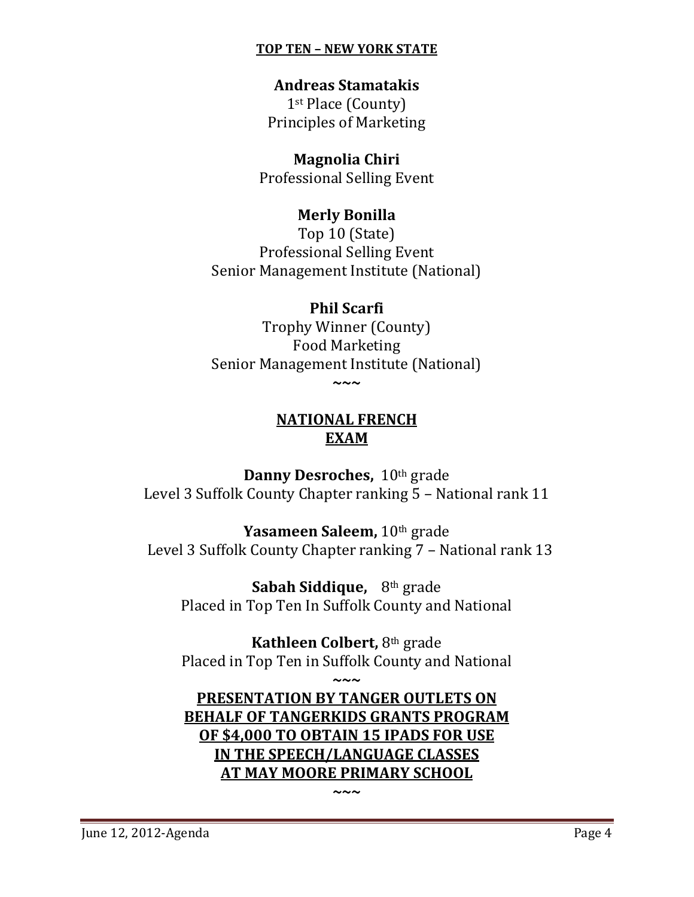**TOP TEN – NEW YORK STATE**

**Andreas Stamatakis**
1st Place (County)
Principles of Marketing

**Magnolia Chiri**
Professional Selling Event

**Merly Bonilla**
Top 10 (State)
Professional Selling Event
Senior Management Institute (National)

**Phil Scarfi**
Trophy Winner (County)
Food Marketing
Senior Management Institute (National)

~~~

**NATIONAL FRENCH EXAM**

**Danny Desroches,** 10th grade
Level 3 Suffolk County Chapter ranking 5 – National rank 11

**Yasameen Saleem,** 10th grade
Level 3 Suffolk County Chapter ranking 7 – National rank 13

**Sabah Siddique,** 8th grade
Placed in Top Ten In Suffolk County and National

**Kathleen Colbert,** 8th grade
Placed in Top Ten in Suffolk County and National

~~~

**PRESENTATION BY TANGER OUTLETS ON BEHALF OF TANGERKIDS GRANTS PROGRAM OF $4,000 TO OBTAIN 15 IPADS FOR USE IN THE SPEECH/LANGUAGE CLASSES AT MAY MOORE PRIMARY SCHOOL**

~~~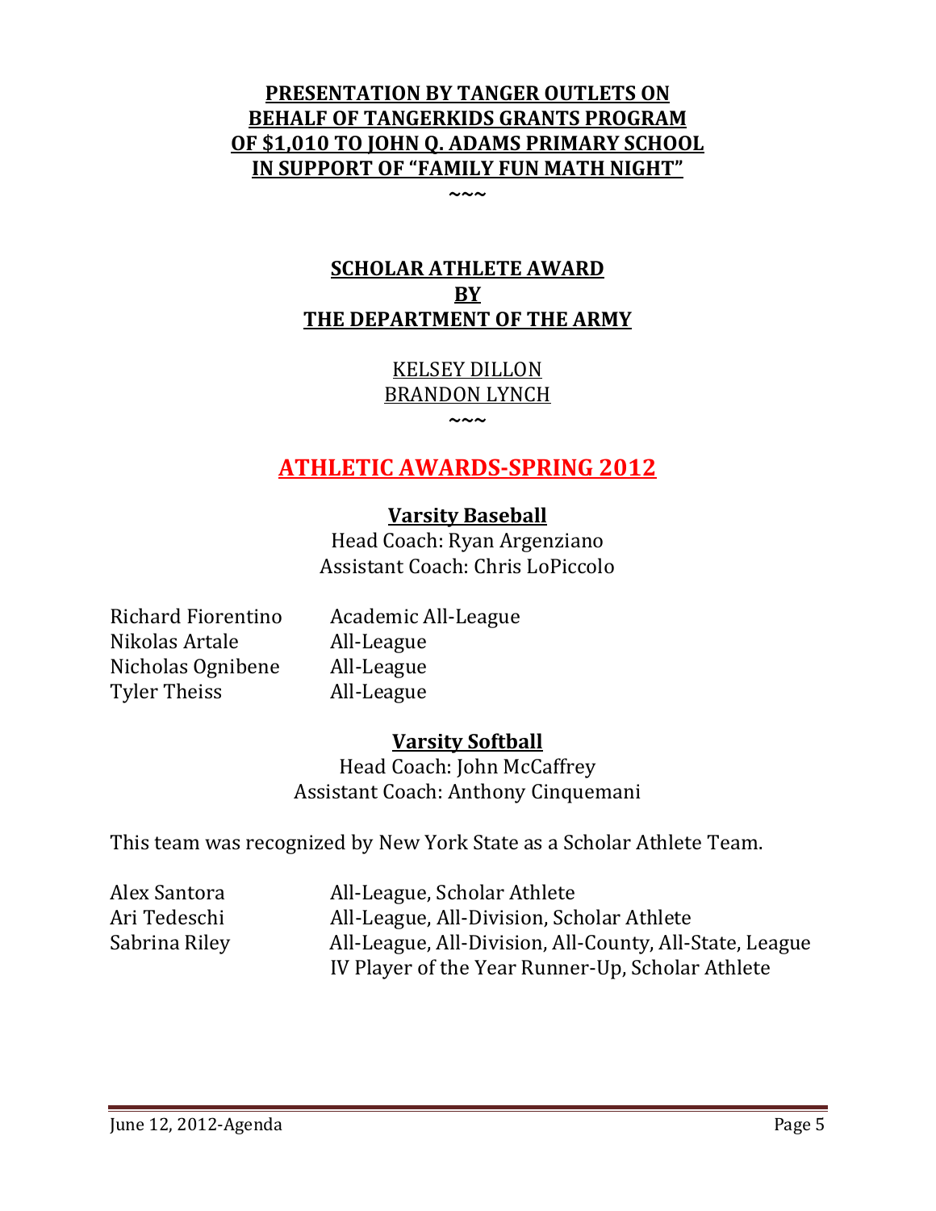**PRESENTATION BY TANGER OUTLETS ON BEHALF OF TANGERKIDS GRANTS PROGRAM OF $1,010 TO JOHN Q. ADAMS PRIMARY SCHOOL IN SUPPORT OF "FAMILY FUN MATH NIGHT"**

~~~

**SCHOLAR ATHLETE AWARD BY THE DEPARTMENT OF THE ARMY**

KELSEY DILLON
BRANDON LYNCH

~~~

# ATHLETIC AWARDS-SPRING 2012

## Varsity Baseball

Head Coach: Ryan Argenziano
Assistant Coach: Chris LoPiccolo

| | |
|---|---|
| Richard Fiorentino | Academic All-League |
| Nikolas Artale | All-League |
| Nicholas Ognibene | All-League |
| Tyler Theiss | All-League |

## Varsity Softball

Head Coach: John McCaffrey
Assistant Coach: Anthony Cinquemani

This team was recognized by New York State as a Scholar Athlete Team.

| | |
|---|---|
| Alex Santora | All-League, Scholar Athlete |
| Ari Tedeschi | All-League, All-Division, Scholar Athlete |
| Sabrina Riley | All-League, All-Division, All-County, All-State, League IV Player of the Year Runner-Up, Scholar Athlete |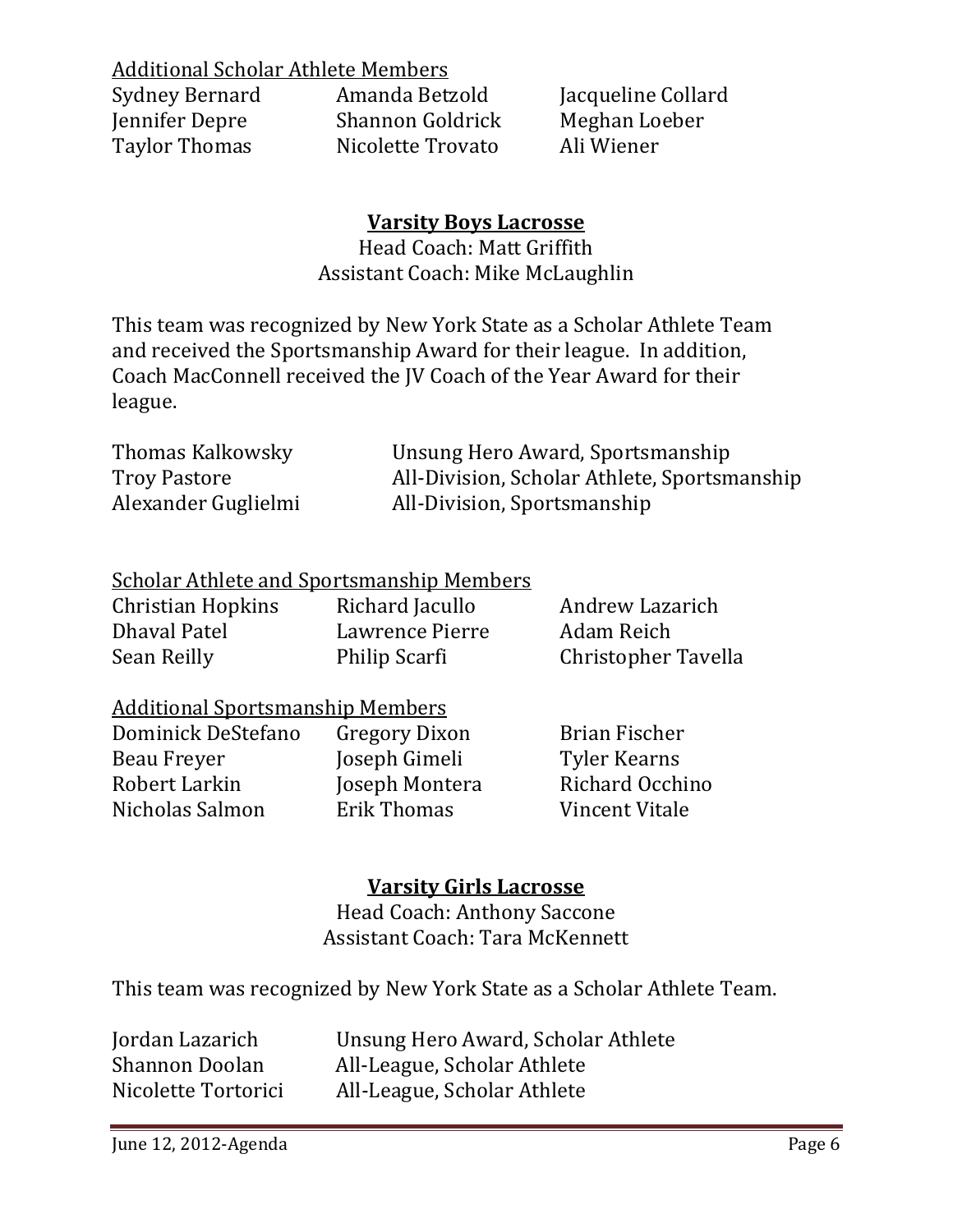Additional Scholar Athlete Members

| | | |
|---|---|---|
| Sydney Bernard | Amanda Betzold | Jacqueline Collard |
| Jennifer Depre | Shannon Goldrick | Meghan Loeber |
| Taylor Thomas | Nicolette Trovato | Ali Wiener |

## Varsity Boys Lacrosse

Head Coach: Matt Griffith
Assistant Coach: Mike McLaughlin

This team was recognized by New York State as a Scholar Athlete Team and received the Sportsmanship Award for their league. In addition, Coach MacConnell received the JV Coach of the Year Award for their league.

| | |
|---|---|
| Thomas Kalkowsky | Unsung Hero Award, Sportsmanship |
| Troy Pastore | All-Division, Scholar Athlete, Sportsmanship |
| Alexander Guglielmi | All-Division, Sportsmanship |

Scholar Athlete and Sportsmanship Members

| | | |
|---|---|---|
| Christian Hopkins | Richard Jacullo | Andrew Lazarich |
| Dhaval Patel | Lawrence Pierre | Adam Reich |
| Sean Reilly | Philip Scarfi | Christopher Tavella |

Additional Sportsmanship Members

| | | |
|---|---|---|
| Dominick DeStefano | Gregory Dixon | Brian Fischer |
| Beau Freyer | Joseph Gimeli | Tyler Kearns |
| Robert Larkin | Joseph Montera | Richard Occhino |
| Nicholas Salmon | Erik Thomas | Vincent Vitale |

## Varsity Girls Lacrosse

Head Coach: Anthony Saccone
Assistant Coach: Tara McKennett

This team was recognized by New York State as a Scholar Athlete Team.

| | |
|---|---|
| Jordan Lazarich | Unsung Hero Award, Scholar Athlete |
| Shannon Doolan | All-League, Scholar Athlete |
| Nicolette Tortorici | All-League, Scholar Athlete |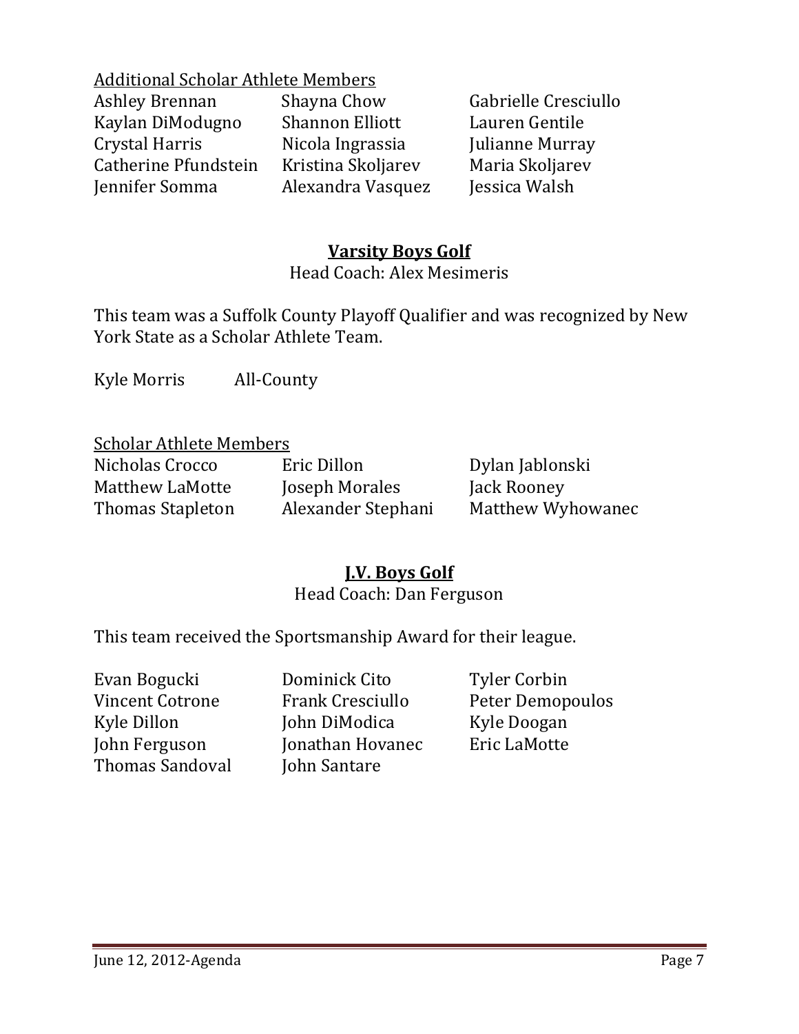<u>Additional Scholar Athlete Members</u>

| | | |
|---|---|---|
| Ashley Brennan | Shayna Chow | Gabrielle Cresciullo |
| Kaylan DiModugno | Shannon Elliott | Lauren Gentile |
| Crystal Harris | Nicola Ingrassia | Julianne Murray |
| Catherine Pfundstein | Kristina Skoljarev | Maria Skoljarev |
| Jennifer Somma | Alexandra Vasquez | Jessica Walsh |

## **<u>Varsity Boys Golf</u>**

Head Coach: Alex Mesimeris

This team was a Suffolk County Playoff Qualifier and was recognized by New York State as a Scholar Athlete Team.

Kyle Morris All-County

<u>Scholar Athlete Members</u>

| | | |
|---|---|---|
| Nicholas Crocco | Eric Dillon | Dylan Jablonski |
| Matthew LaMotte | Joseph Morales | Jack Rooney |
| Thomas Stapleton | Alexander Stephani | Matthew Wyhowanec |

## **<u>J.V. Boys Golf</u>**

Head Coach: Dan Ferguson

This team received the Sportsmanship Award for their league.

| | | |
|---|---|---|
| Evan Bogucki | Dominick Cito | Tyler Corbin |
| Vincent Cotrone | Frank Cresciullo | Peter Demopoulos |
| Kyle Dillon | John DiModica | Kyle Doogan |
| John Ferguson | Jonathan Hovanec | Eric LaMotte |
| Thomas Sandoval | John Santare | |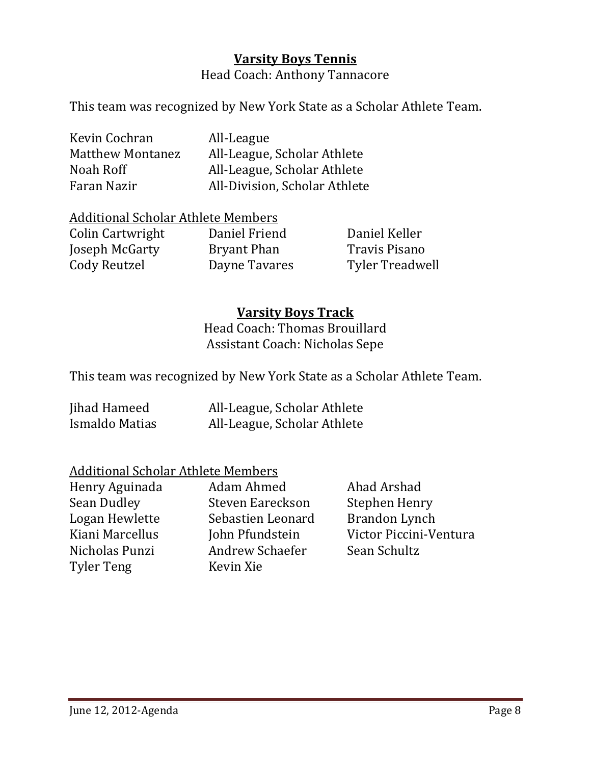## **Varsity Boys Tennis**

Head Coach: Anthony Tannacore

This team was recognized by New York State as a Scholar Athlete Team.

| | |
|---|---|
| Kevin Cochran | All-League |
| Matthew Montanez | All-League, Scholar Athlete |
| Noah Roff | All-League, Scholar Athlete |
| Faran Nazir | All-Division, Scholar Athlete |

<u>Additional Scholar Athlete Members</u>

| | | |
|---|---|---|
| Colin Cartwright | Daniel Friend | Daniel Keller |
| Joseph McGarty | Bryant Phan | Travis Pisano |
| Cody Reutzel | Dayne Tavares | Tyler Treadwell |

## **Varsity Boys Track**

Head Coach: Thomas Brouillard
Assistant Coach: Nicholas Sepe

This team was recognized by New York State as a Scholar Athlete Team.

| | |
|---|---|
| Jihad Hameed | All-League, Scholar Athlete |
| Ismaldo Matias | All-League, Scholar Athlete |

<u>Additional Scholar Athlete Members</u>

| | | |
|---|---|---|
| Henry Aguinada | Adam Ahmed | Ahad Arshad |
| Sean Dudley | Steven Eareckson | Stephen Henry |
| Logan Hewlette | Sebastien Leonard | Brandon Lynch |
| Kiani Marcellus | John Pfundstein | Victor Piccini-Ventura |
| Nicholas Punzi | Andrew Schaefer | Sean Schultz |
| Tyler Teng | Kevin Xie | |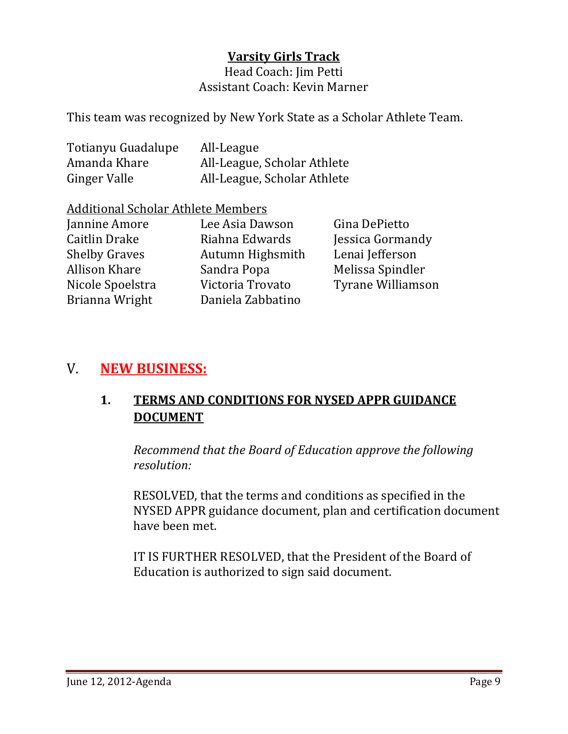**Varsity Girls Track**

Head Coach: Jim Petti
Assistant Coach: Kevin Marner

This team was recognized by New York State as a Scholar Athlete Team.

| | |
|---|---|
| Totianyu Guadalupe | All-League |
| Amanda Khare | All-League, Scholar Athlete |
| Ginger Valle | All-League, Scholar Athlete |

Additional Scholar Athlete Members

| | | |
|---|---|---|
| Jannine Amore | Lee Asia Dawson | Gina DePietto |
| Caitlin Drake | Riahna Edwards | Jessica Gormandy |
| Shelby Graves | Autumn Highsmith | Lenai Jefferson |
| Allison Khare | Sandra Popa | Melissa Spindler |
| Nicole Spoelstra | Victoria Trovato | Tyrane Williamson |
| Brianna Wright | Daniela Zabbatino | |

## V. NEW BUSINESS:

### 1. TERMS AND CONDITIONS FOR NYSED APPR GUIDANCE DOCUMENT

*Recommend that the Board of Education approve the following resolution:*

RESOLVED, that the terms and conditions as specified in the NYSED APPR guidance document, plan and certification document have been met.

IT IS FURTHER RESOLVED, that the President of the Board of Education is authorized to sign said document.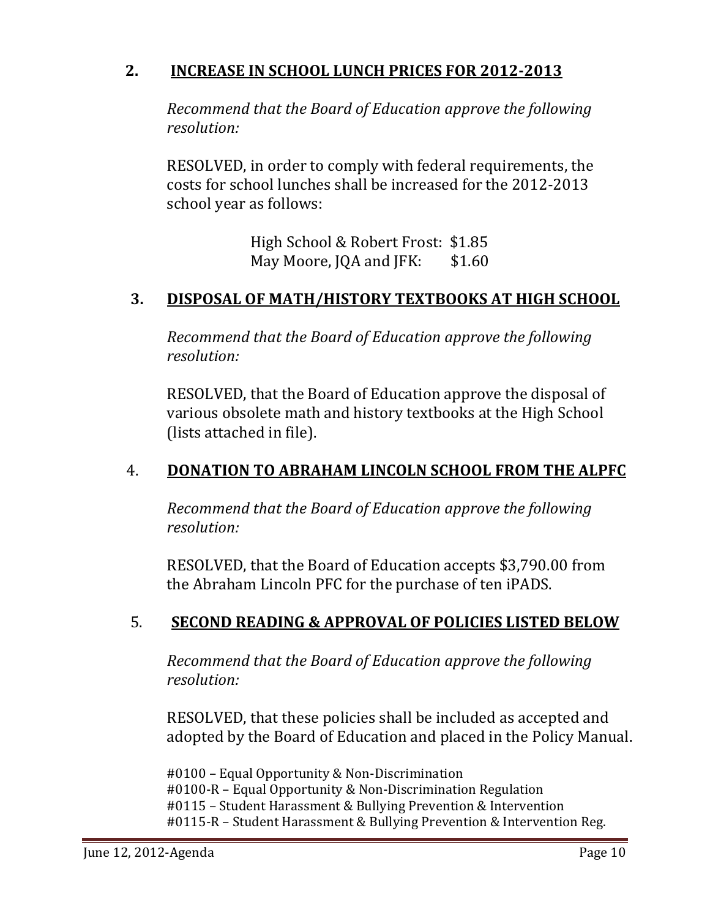## 2. INCREASE IN SCHOOL LUNCH PRICES FOR 2012-2013

*Recommend that the Board of Education approve the following resolution:*

RESOLVED, in order to comply with federal requirements, the costs for school lunches shall be increased for the 2012-2013 school year as follows:

High School & Robert Frost: $1.85
May Moore, JQA and JFK: $1.60

## 3. DISPOSAL OF MATH/HISTORY TEXTBOOKS AT HIGH SCHOOL

*Recommend that the Board of Education approve the following resolution:*

RESOLVED, that the Board of Education approve the disposal of various obsolete math and history textbooks at the High School (lists attached in file).

## 4. DONATION TO ABRAHAM LINCOLN SCHOOL FROM THE ALPFC

*Recommend that the Board of Education approve the following resolution:*

RESOLVED, that the Board of Education accepts $3,790.00 from the Abraham Lincoln PFC for the purchase of ten iPADS.

## 5. SECOND READING & APPROVAL OF POLICIES LISTED BELOW

*Recommend that the Board of Education approve the following resolution:*

RESOLVED, that these policies shall be included as accepted and adopted by the Board of Education and placed in the Policy Manual.

#0100 – Equal Opportunity & Non-Discrimination
#0100-R – Equal Opportunity & Non-Discrimination Regulation
#0115 – Student Harassment & Bullying Prevention & Intervention
#0115-R – Student Harassment & Bullying Prevention & Intervention Reg.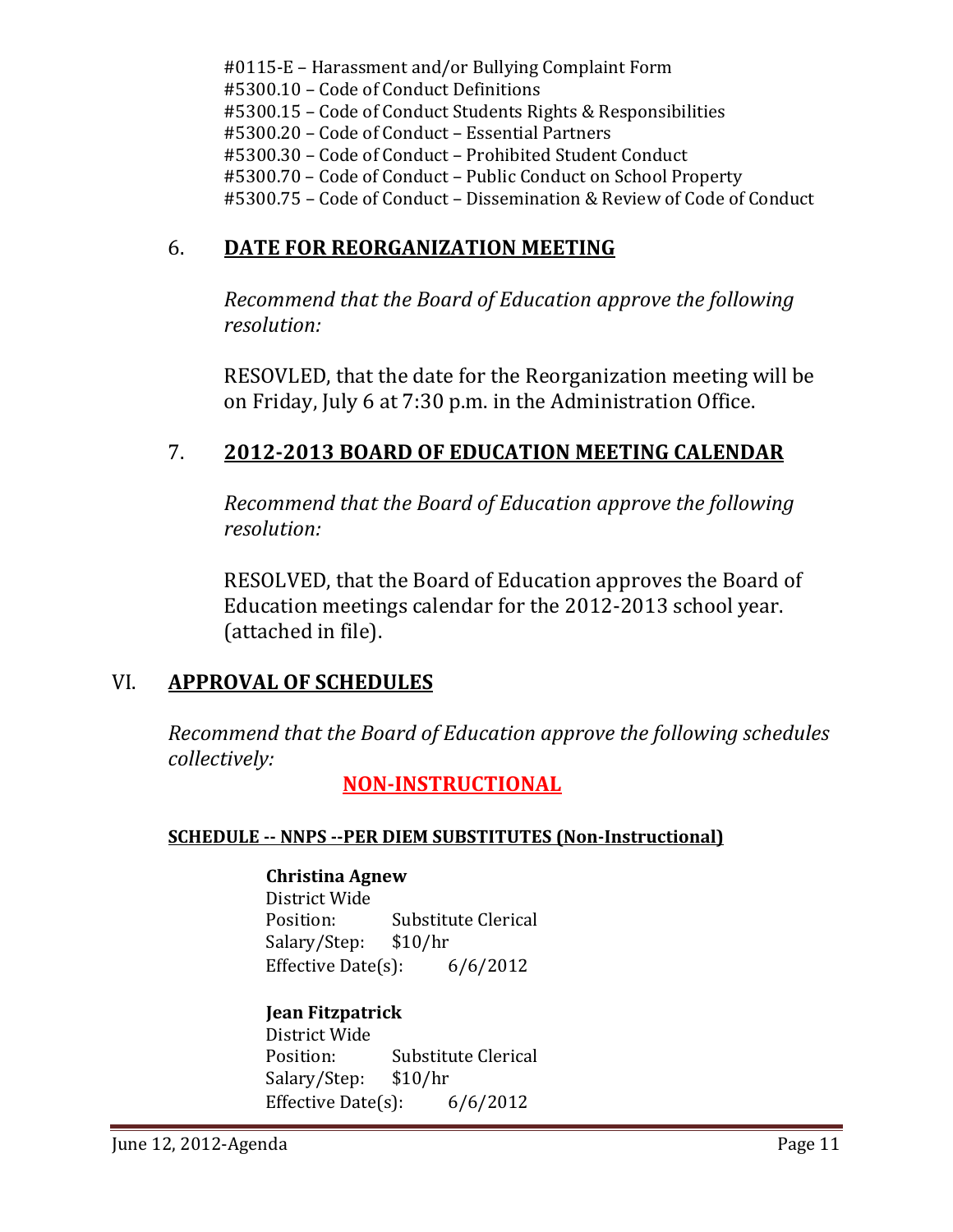#0115-E – Harassment and/or Bullying Complaint Form
#5300.10 – Code of Conduct Definitions
#5300.15 – Code of Conduct Students Rights & Responsibilities
#5300.20 – Code of Conduct – Essential Partners
#5300.30 – Code of Conduct – Prohibited Student Conduct
#5300.70 – Code of Conduct – Public Conduct on School Property
#5300.75 – Code of Conduct – Dissemination & Review of Code of Conduct

## 6. DATE FOR REORGANIZATION MEETING

*Recommend that the Board of Education approve the following resolution:*

RESOVLED, that the date for the Reorganization meeting will be on Friday, July 6 at 7:30 p.m. in the Administration Office.

## 7. 2012-2013 BOARD OF EDUCATION MEETING CALENDAR

*Recommend that the Board of Education approve the following resolution:*

RESOLVED, that the Board of Education approves the Board of Education meetings calendar for the 2012-2013 school year. (attached in file).

# VI. APPROVAL OF SCHEDULES

*Recommend that the Board of Education approve the following schedules collectively:*

**NON-INSTRUCTIONAL**

**SCHEDULE -- NNPS --PER DIEM SUBSTITUTES (Non-Instructional)**

**Christina Agnew**
District Wide
Position: Substitute Clerical
Salary/Step: $10/hr
Effective Date(s): 6/6/2012

**Jean Fitzpatrick**
District Wide
Position: Substitute Clerical
Salary/Step: $10/hr
Effective Date(s): 6/6/2012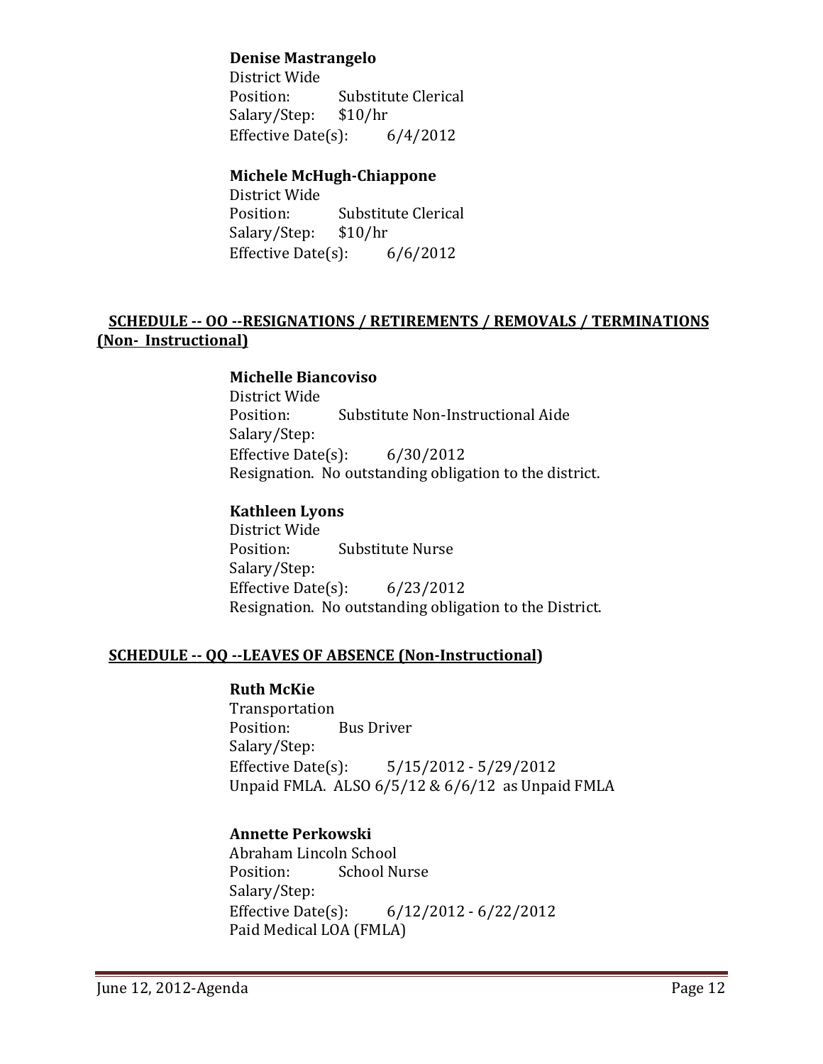**Denise Mastrangelo**
District Wide
Position: Substitute Clerical
Salary/Step: $10/hr
Effective Date(s): 6/4/2012

**Michele McHugh-Chiappone**
District Wide
Position: Substitute Clerical
Salary/Step: $10/hr
Effective Date(s): 6/6/2012

## SCHEDULE -- OO --RESIGNATIONS / RETIREMENTS / REMOVALS / TERMINATIONS (Non- Instructional)

**Michelle Biancoviso**
District Wide
Position: Substitute Non-Instructional Aide
Salary/Step:
Effective Date(s): 6/30/2012
Resignation. No outstanding obligation to the district.

**Kathleen Lyons**
District Wide
Position: Substitute Nurse
Salary/Step:
Effective Date(s): 6/23/2012
Resignation. No outstanding obligation to the District.

## SCHEDULE -- QQ --LEAVES OF ABSENCE (Non-Instructional)

**Ruth McKie**
Transportation
Position: Bus Driver
Salary/Step:
Effective Date(s): 5/15/2012 - 5/29/2012
Unpaid FMLA. ALSO 6/5/12 & 6/6/12 as Unpaid FMLA

**Annette Perkowski**
Abraham Lincoln School
Position: School Nurse
Salary/Step:
Effective Date(s): 6/12/2012 - 6/22/2012
Paid Medical LOA (FMLA)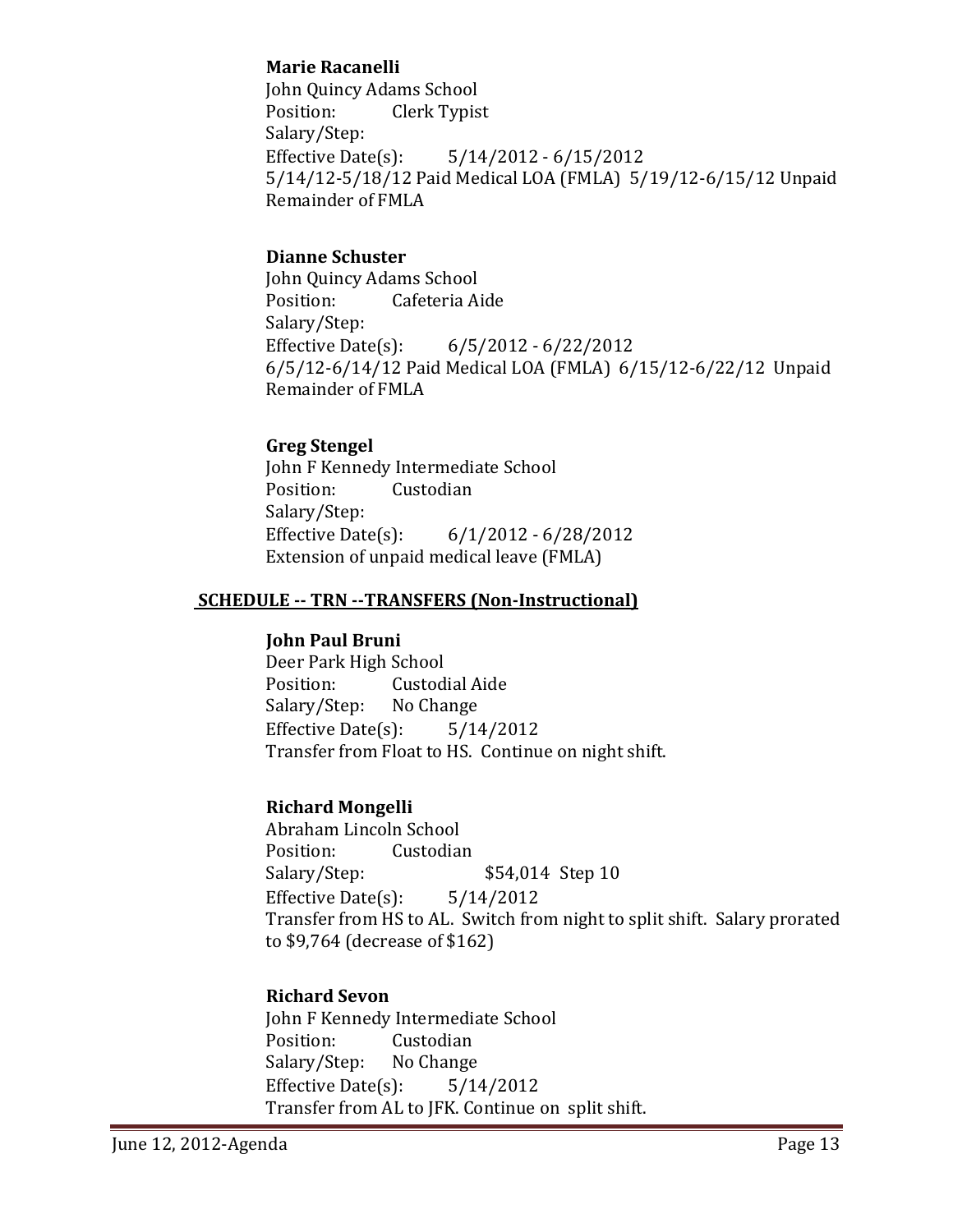**Marie Racanelli**
John Quincy Adams School
Position: Clerk Typist
Salary/Step:
Effective Date(s): 5/14/2012 - 6/15/2012
5/14/12-5/18/12 Paid Medical LOA (FMLA) 5/19/12-6/15/12 Unpaid Remainder of FMLA

**Dianne Schuster**
John Quincy Adams School
Position: Cafeteria Aide
Salary/Step:
Effective Date(s): 6/5/2012 - 6/22/2012
6/5/12-6/14/12 Paid Medical LOA (FMLA) 6/15/12-6/22/12 Unpaid Remainder of FMLA

**Greg Stengel**
John F Kennedy Intermediate School
Position: Custodian
Salary/Step:
Effective Date(s): 6/1/2012 - 6/28/2012
Extension of unpaid medical leave (FMLA)

## SCHEDULE -- TRN --TRANSFERS (Non-Instructional)

**John Paul Bruni**
Deer Park High School
Position: Custodial Aide
Salary/Step: No Change
Effective Date(s): 5/14/2012
Transfer from Float to HS. Continue on night shift.

**Richard Mongelli**
Abraham Lincoln School
Position: Custodian
Salary/Step: $54,014 Step 10
Effective Date(s): 5/14/2012
Transfer from HS to AL. Switch from night to split shift. Salary prorated to $9,764 (decrease of $162)

**Richard Sevon**
John F Kennedy Intermediate School
Position: Custodian
Salary/Step: No Change
Effective Date(s): 5/14/2012
Transfer from AL to JFK. Continue on split shift.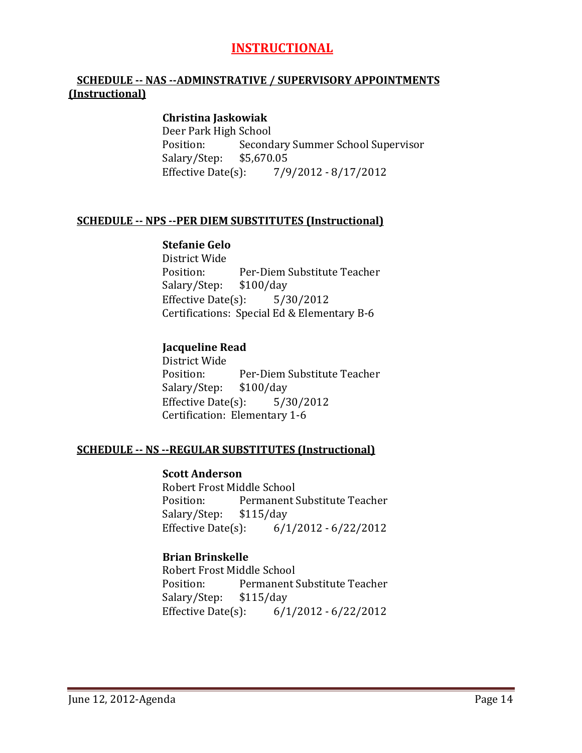# INSTRUCTIONAL

## SCHEDULE -- NAS --ADMINSTRATIVE / SUPERVISORY APPOINTMENTS (Instructional)

**Christina Jaskowiak**
Deer Park High School
Position: Secondary Summer School Supervisor
Salary/Step: $5,670.05
Effective Date(s): 7/9/2012 - 8/17/2012

## SCHEDULE -- NPS --PER DIEM SUBSTITUTES (Instructional)

**Stefanie Gelo**
District Wide
Position: Per-Diem Substitute Teacher
Salary/Step: $100/day
Effective Date(s): 5/30/2012
Certifications: Special Ed & Elementary B-6

**Jacqueline Read**
District Wide
Position: Per-Diem Substitute Teacher
Salary/Step: $100/day
Effective Date(s): 5/30/2012
Certification: Elementary 1-6

## SCHEDULE -- NS --REGULAR SUBSTITUTES (Instructional)

**Scott Anderson**
Robert Frost Middle School
Position: Permanent Substitute Teacher
Salary/Step: $115/day
Effective Date(s): 6/1/2012 - 6/22/2012

**Brian Brinskelle**
Robert Frost Middle School
Position: Permanent Substitute Teacher
Salary/Step: $115/day
Effective Date(s): 6/1/2012 - 6/22/2012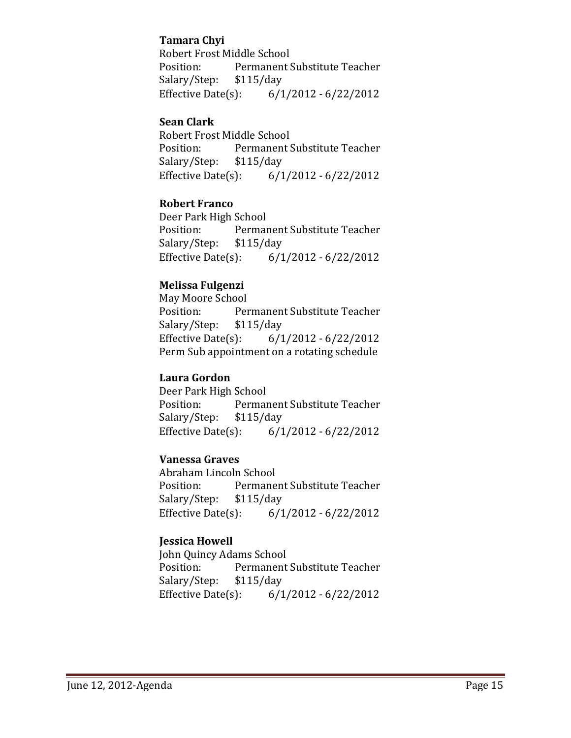**Tamara Chyi**
Robert Frost Middle School
Position: Permanent Substitute Teacher
Salary/Step: $115/day
Effective Date(s): 6/1/2012 - 6/22/2012

**Sean Clark**
Robert Frost Middle School
Position: Permanent Substitute Teacher
Salary/Step: $115/day
Effective Date(s): 6/1/2012 - 6/22/2012

**Robert Franco**
Deer Park High School
Position: Permanent Substitute Teacher
Salary/Step: $115/day
Effective Date(s): 6/1/2012 - 6/22/2012

**Melissa Fulgenzi**
May Moore School
Position: Permanent Substitute Teacher
Salary/Step: $115/day
Effective Date(s): 6/1/2012 - 6/22/2012
Perm Sub appointment on a rotating schedule

**Laura Gordon**
Deer Park High School
Position: Permanent Substitute Teacher
Salary/Step: $115/day
Effective Date(s): 6/1/2012 - 6/22/2012

**Vanessa Graves**
Abraham Lincoln School
Position: Permanent Substitute Teacher
Salary/Step: $115/day
Effective Date(s): 6/1/2012 - 6/22/2012

**Jessica Howell**
John Quincy Adams School
Position: Permanent Substitute Teacher
Salary/Step: $115/day
Effective Date(s): 6/1/2012 - 6/22/2012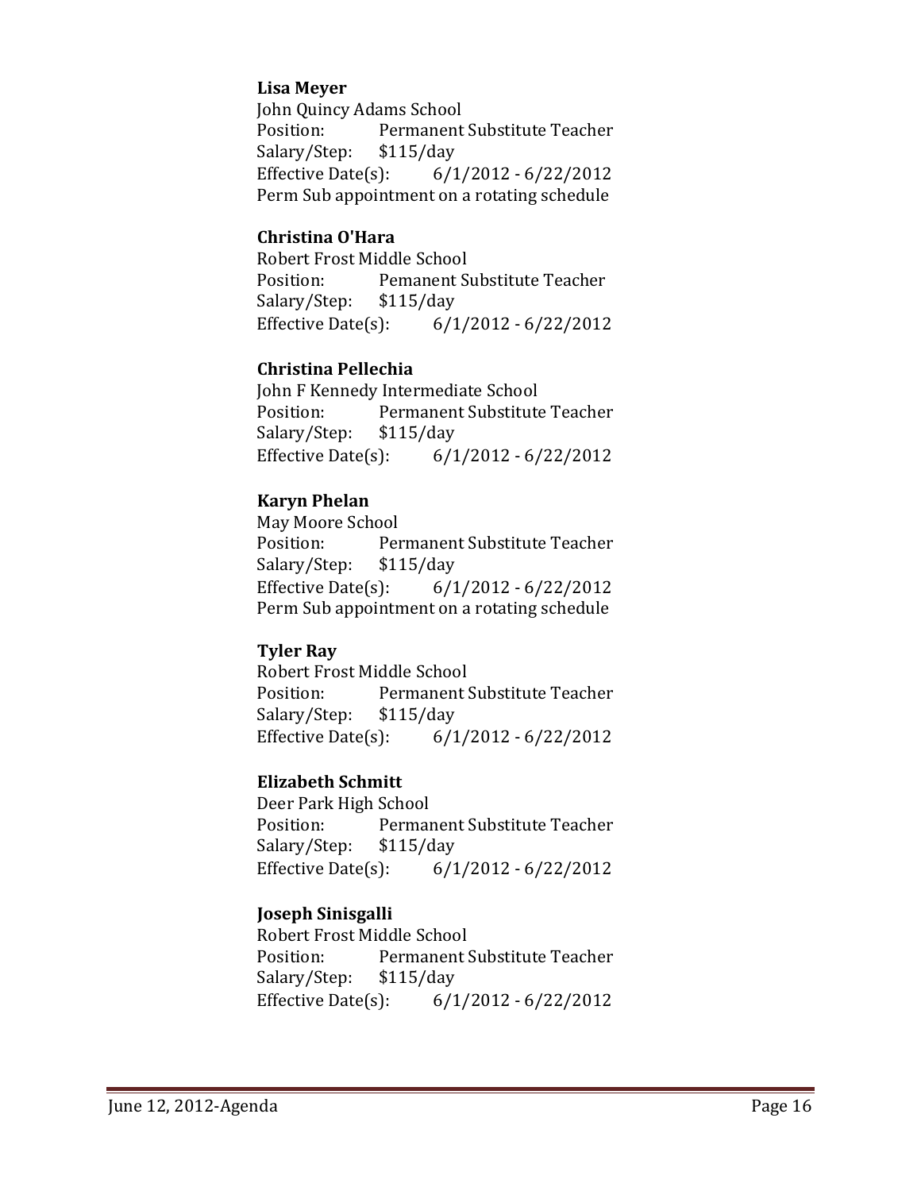**Lisa Meyer**
John Quincy Adams School
Position: Permanent Substitute Teacher
Salary/Step: $115/day
Effective Date(s): 6/1/2012 - 6/22/2012
Perm Sub appointment on a rotating schedule

**Christina O'Hara**
Robert Frost Middle School
Position: Pemanent Substitute Teacher
Salary/Step: $115/day
Effective Date(s): 6/1/2012 - 6/22/2012

**Christina Pellechia**
John F Kennedy Intermediate School
Position: Permanent Substitute Teacher
Salary/Step: $115/day
Effective Date(s): 6/1/2012 - 6/22/2012

**Karyn Phelan**
May Moore School
Position: Permanent Substitute Teacher
Salary/Step: $115/day
Effective Date(s): 6/1/2012 - 6/22/2012
Perm Sub appointment on a rotating schedule

**Tyler Ray**
Robert Frost Middle School
Position: Permanent Substitute Teacher
Salary/Step: $115/day
Effective Date(s): 6/1/2012 - 6/22/2012

**Elizabeth Schmitt**
Deer Park High School
Position: Permanent Substitute Teacher
Salary/Step: $115/day
Effective Date(s): 6/1/2012 - 6/22/2012

**Joseph Sinisgalli**
Robert Frost Middle School
Position: Permanent Substitute Teacher
Salary/Step: $115/day
Effective Date(s): 6/1/2012 - 6/22/2012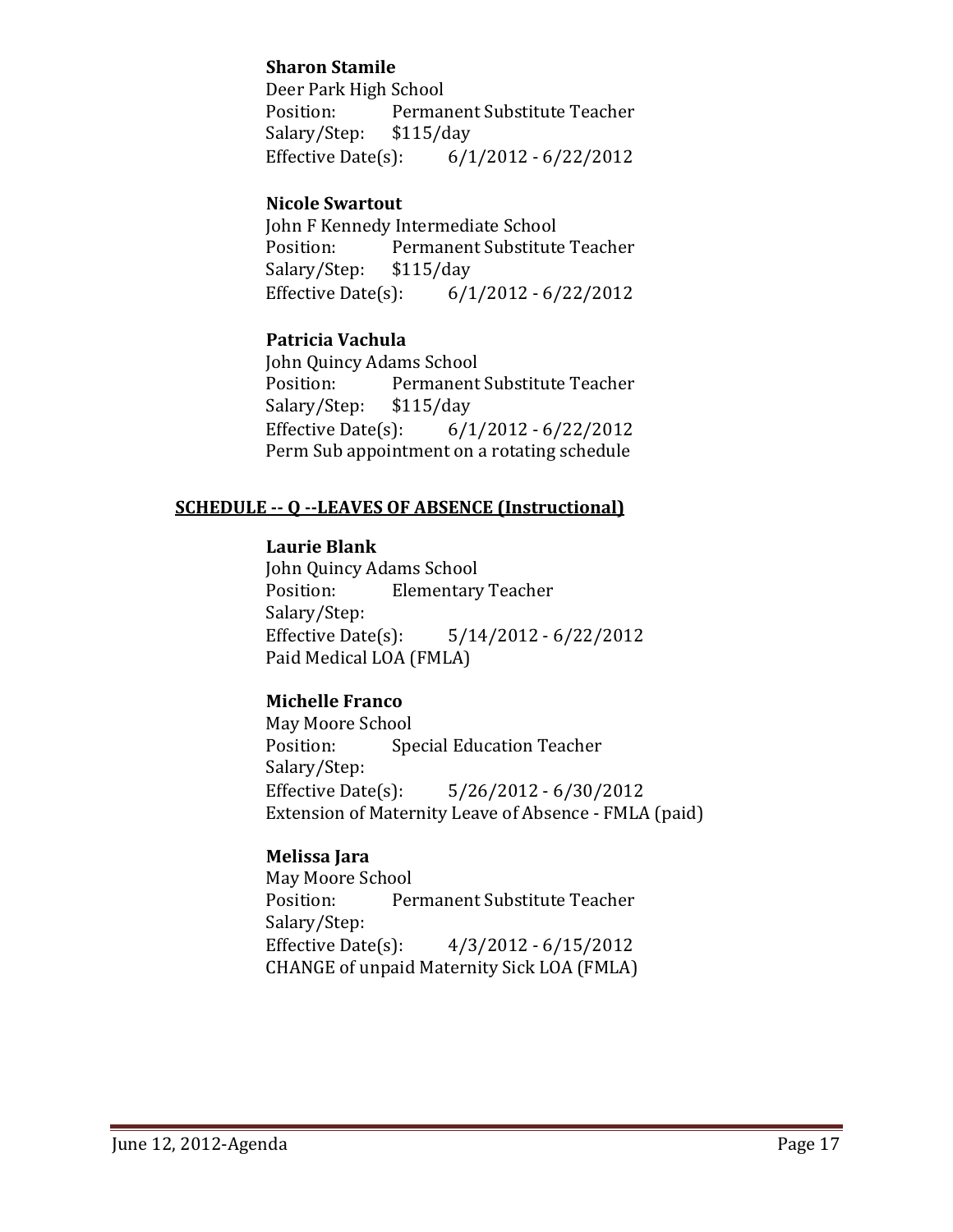**Sharon Stamile**
Deer Park High School
Position: Permanent Substitute Teacher
Salary/Step: $115/day
Effective Date(s): 6/1/2012 - 6/22/2012

**Nicole Swartout**
John F Kennedy Intermediate School
Position: Permanent Substitute Teacher
Salary/Step: $115/day
Effective Date(s): 6/1/2012 - 6/22/2012

**Patricia Vachula**
John Quincy Adams School
Position: Permanent Substitute Teacher
Salary/Step: $115/day
Effective Date(s): 6/1/2012 - 6/22/2012
Perm Sub appointment on a rotating schedule

## SCHEDULE -- Q --LEAVES OF ABSENCE (Instructional)

**Laurie Blank**
John Quincy Adams School
Position: Elementary Teacher
Salary/Step:
Effective Date(s): 5/14/2012 - 6/22/2012
Paid Medical LOA (FMLA)

**Michelle Franco**
May Moore School
Position: Special Education Teacher
Salary/Step:
Effective Date(s): 5/26/2012 - 6/30/2012
Extension of Maternity Leave of Absence - FMLA (paid)

**Melissa Jara**
May Moore School
Position: Permanent Substitute Teacher
Salary/Step:
Effective Date(s): 4/3/2012 - 6/15/2012
CHANGE of unpaid Maternity Sick LOA (FMLA)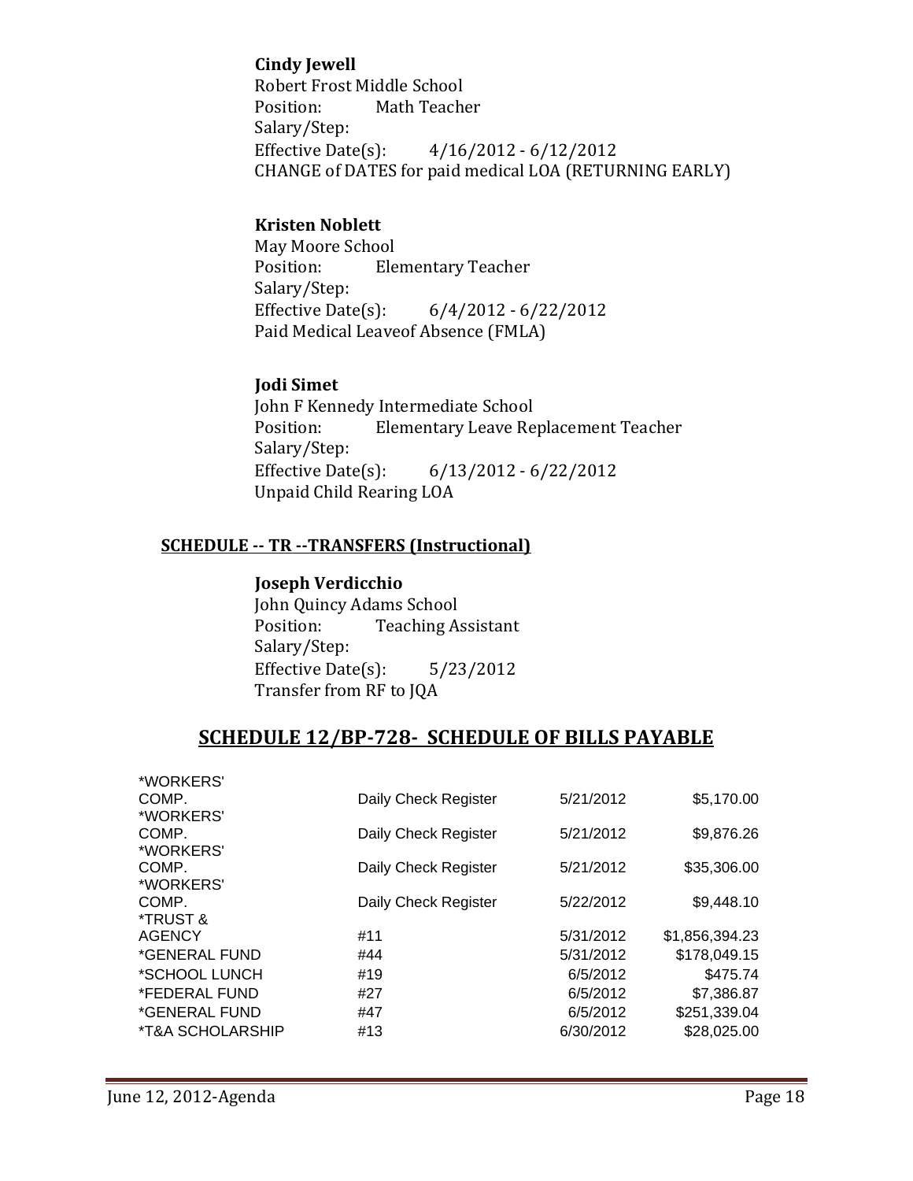**Cindy Jewell**
Robert Frost Middle School
Position: Math Teacher
Salary/Step:
Effective Date(s): 4/16/2012 - 6/12/2012
CHANGE of DATES for paid medical LOA (RETURNING EARLY)

**Kristen Noblett**
May Moore School
Position: Elementary Teacher
Salary/Step:
Effective Date(s): 6/4/2012 - 6/22/2012
Paid Medical Leaveof Absence (FMLA)

**Jodi Simet**
John F Kennedy Intermediate School
Position: Elementary Leave Replacement Teacher
Salary/Step:
Effective Date(s): 6/13/2012 - 6/22/2012
Unpaid Child Rearing LOA

**SCHEDULE -- TR --TRANSFERS (Instructional)**

**Joseph Verdicchio**
John Quincy Adams School
Position: Teaching Assistant
Salary/Step:
Effective Date(s): 5/23/2012
Transfer from RF to JQA

## SCHEDULE 12/BP-728- SCHEDULE OF BILLS PAYABLE

| | | | |
|---|---|---|---|
| *WORKERS' COMP. | Daily Check Register | 5/21/2012 | $5,170.00 |
| *WORKERS' COMP. | Daily Check Register | 5/21/2012 | $9,876.26 |
| *WORKERS' COMP. | Daily Check Register | 5/21/2012 | $35,306.00 |
| *WORKERS' COMP. | Daily Check Register | 5/22/2012 | $9,448.10 |
| *TRUST & AGENCY | #11 | 5/31/2012 | $1,856,394.23 |
| *GENERAL FUND | #44 | 5/31/2012 | $178,049.15 |
| *SCHOOL LUNCH | #19 | 6/5/2012 | $475.74 |
| *FEDERAL FUND | #27 | 6/5/2012 | $7,386.87 |
| *GENERAL FUND | #47 | 6/5/2012 | $251,339.04 |
| *T&A SCHOLARSHIP | #13 | 6/30/2012 | $28,025.00 |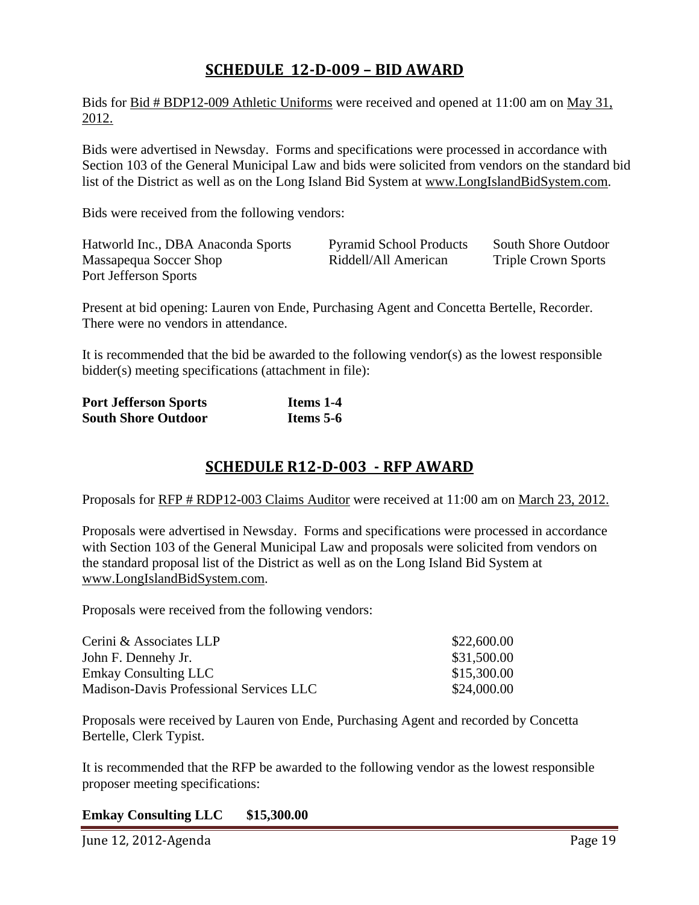## SCHEDULE 12-D-009 – BID AWARD

Bids for Bid # BDP12-009 Athletic Uniforms were received and opened at 11:00 am on May 31, 2012.

Bids were advertised in Newsday. Forms and specifications were processed in accordance with Section 103 of the General Municipal Law and bids were solicited from vendors on the standard bid list of the District as well as on the Long Island Bid System at www.LongIslandBidSystem.com.

Bids were received from the following vendors:

Hatworld Inc., DBA Anaconda Sports
Massapequa Soccer Shop
Port Jefferson Sports
Pyramid School Products
Riddell/All American
South Shore Outdoor
Triple Crown Sports

Present at bid opening: Lauren von Ende, Purchasing Agent and Concetta Bertelle, Recorder. There were no vendors in attendance.

It is recommended that the bid be awarded to the following vendor(s) as the lowest responsible bidder(s) meeting specifications (attachment in file):

| **Port Jefferson Sports** | **Items 1-4** |
|---|---|
| **South Shore Outdoor** | **Items 5-6** |

## SCHEDULE R12-D-003 - RFP AWARD

Proposals for RFP # RDP12-003 Claims Auditor were received at 11:00 am on March 23, 2012.

Proposals were advertised in Newsday. Forms and specifications were processed in accordance with Section 103 of the General Municipal Law and proposals were solicited from vendors on the standard proposal list of the District as well as on the Long Island Bid System at www.LongIslandBidSystem.com.

Proposals were received from the following vendors:

| Vendor | Amount |
|---|---|
| Cerini & Associates LLP | $22,600.00 |
| John F. Dennehy Jr. | $31,500.00 |
| Emkay Consulting LLC | $15,300.00 |
| Madison-Davis Professional Services LLC | $24,000.00 |

Proposals were received by Lauren von Ende, Purchasing Agent and recorded by Concetta Bertelle, Clerk Typist.

It is recommended that the RFP be awarded to the following vendor as the lowest responsible proposer meeting specifications:

**Emkay Consulting LLC $15,300.00**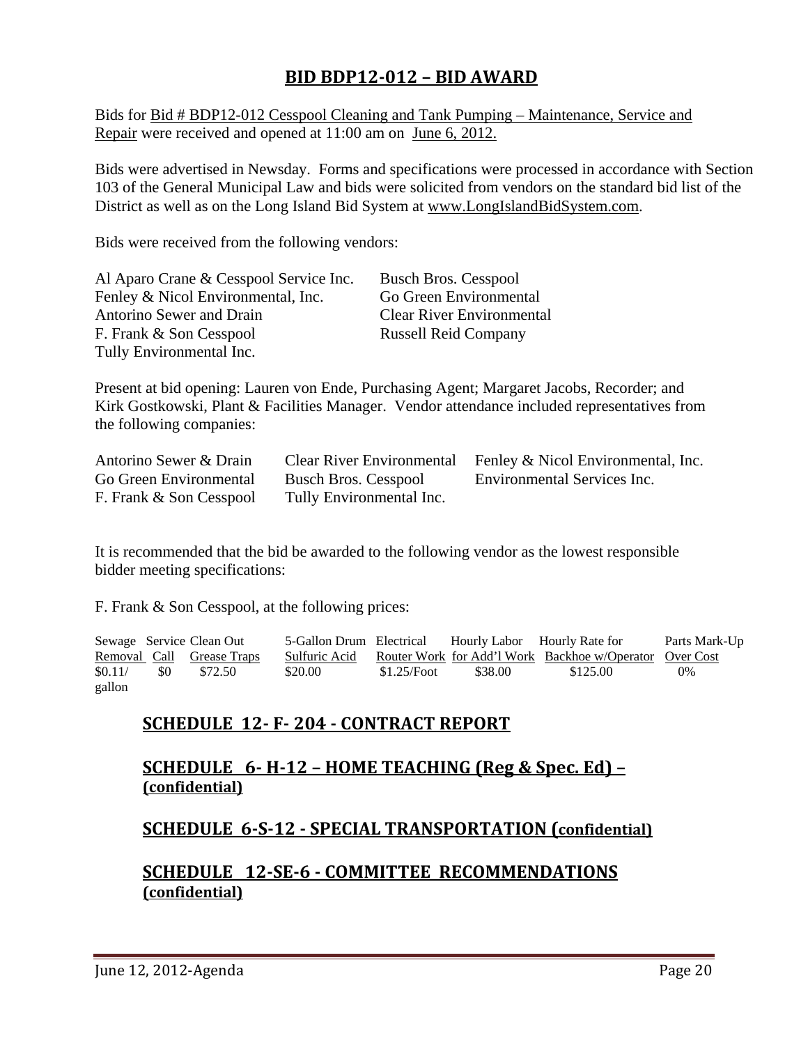## BID BDP12-012 – BID AWARD

Bids for Bid # BDP12-012 Cesspool Cleaning and Tank Pumping – Maintenance, Service and Repair were received and opened at 11:00 am on June 6, 2012.

Bids were advertised in Newsday. Forms and specifications were processed in accordance with Section 103 of the General Municipal Law and bids were solicited from vendors on the standard bid list of the District as well as on the Long Island Bid System at www.LongIslandBidSystem.com.

Bids were received from the following vendors:

Al Aparo Crane & Cesspool Service Inc.
Fenley & Nicol Environmental, Inc.
Antorino Sewer and Drain
F. Frank & Son Cesspool
Tully Environmental Inc.
Busch Bros. Cesspool
Go Green Environmental
Clear River Environmental
Russell Reid Company

Present at bid opening: Lauren von Ende, Purchasing Agent; Margaret Jacobs, Recorder; and Kirk Gostkowski, Plant & Facilities Manager. Vendor attendance included representatives from the following companies:

Antorino Sewer & Drain
Go Green Environmental
F. Frank & Son Cesspool
Clear River Environmental
Busch Bros. Cesspool
Tully Environmental Inc.
Fenley & Nicol Environmental, Inc.
Environmental Services Inc.

It is recommended that the bid be awarded to the following vendor as the lowest responsible bidder meeting specifications:

F. Frank & Son Cesspool, at the following prices:

| Sewage Removal | Service Call | Clean Out Grease Traps | 5-Gallon Drum Sulfuric Acid | Electrical Router Work | Hourly Labor for Add'l Work | Hourly Rate for Backhoe w/Operator | Parts Mark-Up Over Cost |
|---|---|---|---|---|---|---|---|
| $0.11/ gallon | $0 | $72.50 | $20.00 | $1.25/Foot | $38.00 | $125.00 | 0% |

## SCHEDULE 12- F- 204 - CONTRACT REPORT

## SCHEDULE 6- H-12 – HOME TEACHING (Reg & Spec. Ed) – (confidential)

## SCHEDULE 6-S-12 - SPECIAL TRANSPORTATION (confidential)

## SCHEDULE 12-SE-6 - COMMITTEE RECOMMENDATIONS (confidential)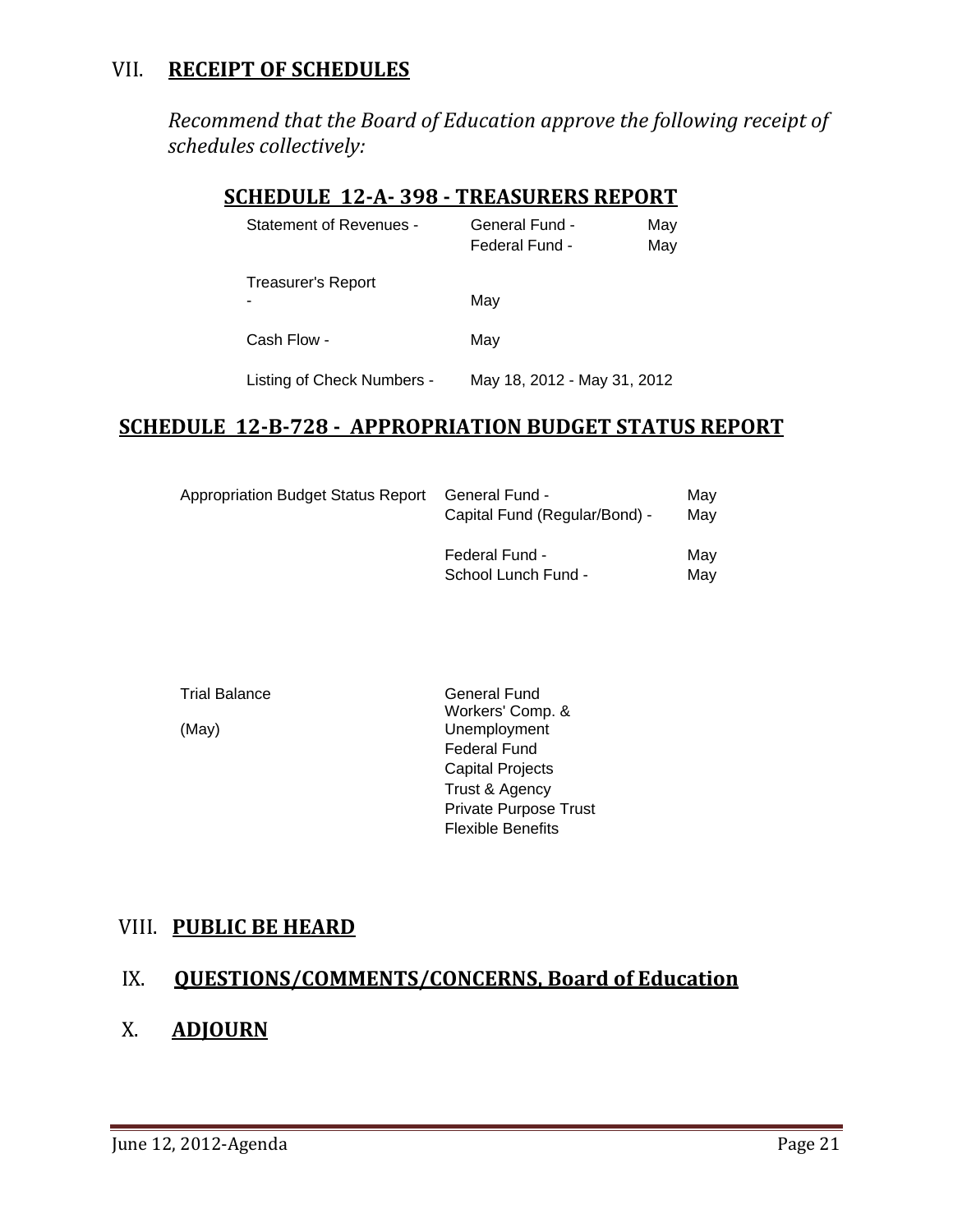## VII. **RECEIPT OF SCHEDULES**

*Recommend that the Board of Education approve the following receipt of schedules collectively:*

### SCHEDULE 12-A- 398 - TREASURERS REPORT

| | | |
|---|---|---|
| Statement of Revenues - | General Fund - | May |
| | Federal Fund - | May |
| Treasurer's Report - | May | |
| Cash Flow - | May | |
| Listing of Check Numbers - | May 18, 2012 - May 31, 2012 | |

### SCHEDULE 12-B-728 - APPROPRIATION BUDGET STATUS REPORT

| | | |
|---|---|---|
| Appropriation Budget Status Report | General Fund - | May |
| | Capital Fund (Regular/Bond) - | May |
| | Federal Fund - | May |
| | School Lunch Fund - | May |

| | |
|---|---|
| Trial Balance | General Fund |
| (May) | Workers' Comp. & Unemployment |
| | Federal Fund |
| | Capital Projects |
| | Trust & Agency |
| | Private Purpose Trust |
| | Flexible Benefits |

## VIII. **PUBLIC BE HEARD**

## IX. **QUESTIONS/COMMENTS/CONCERNS, Board of Education**

## X. **ADJOURN**